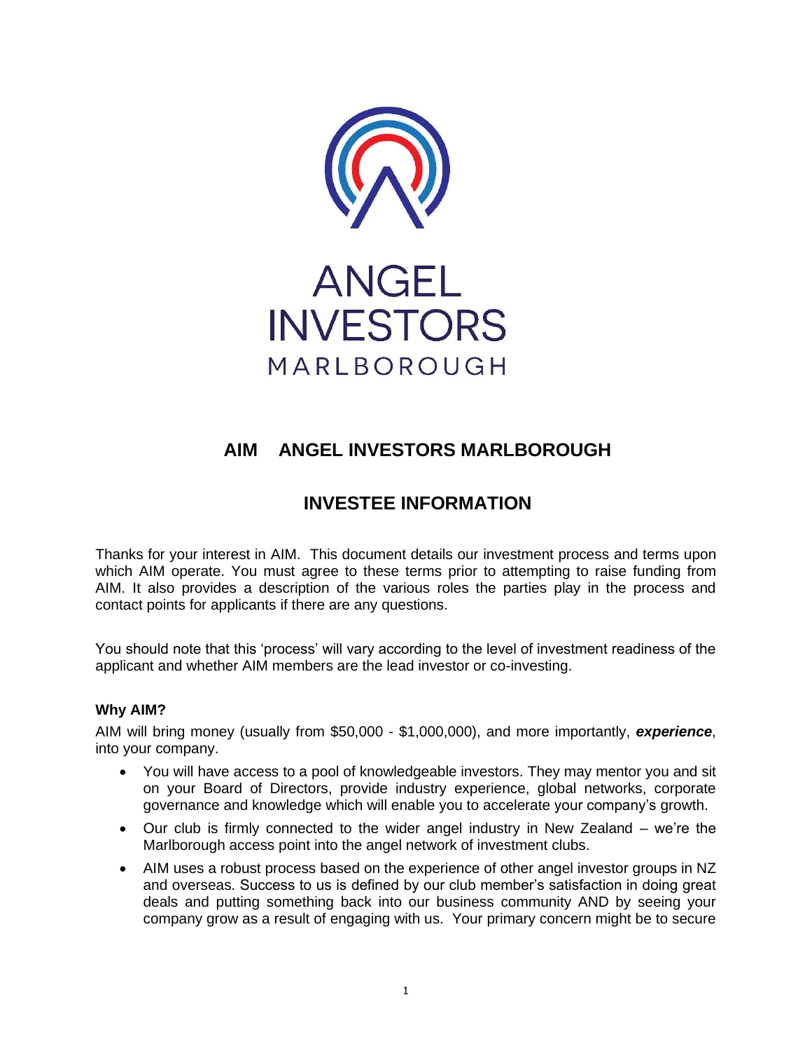ANGEL INVESTORS MARLBOROUGH

# AIM ANGEL INVESTORS MARLBOROUGH

## INVESTEE INFORMATION

Thanks for your interest in AIM. This document details our investment process and terms upon which AIM operate. You must agree to these terms prior to attempting to raise funding from AIM. It also provides a description of the various roles the parties play in the process and contact points for applicants if there are any questions.

You should note that this 'process' will vary according to the level of investment readiness of the applicant and whether AIM members are the lead investor or co-investing.

### Why AIM?

AIM will bring money (usually from $50,000 - $1,000,000), and more importantly, ***experience***, into your company.

- You will have access to a pool of knowledgeable investors. They may mentor you and sit on your Board of Directors, provide industry experience, global networks, corporate governance and knowledge which will enable you to accelerate your company's growth.
- Our club is firmly connected to the wider angel industry in New Zealand – we're the Marlborough access point into the angel network of investment clubs.
- AIM uses a robust process based on the experience of other angel investor groups in NZ and overseas. Success to us is defined by our club member's satisfaction in doing great deals and putting something back into our business community AND by seeing your company grow as a result of engaging with us. Your primary concern might be to secure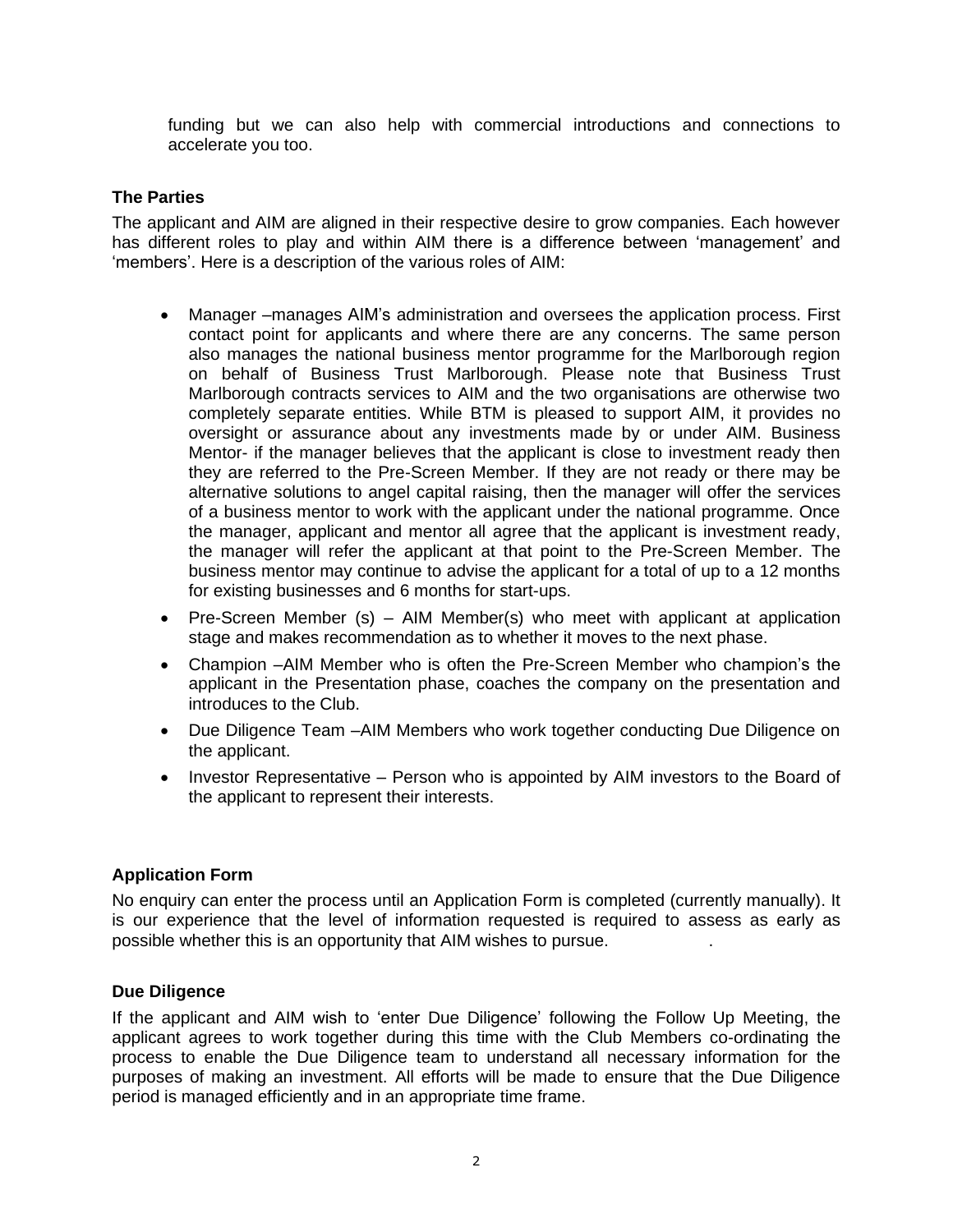funding but we can also help with commercial introductions and connections to accelerate you too.

**The Parties**

The applicant and AIM are aligned in their respective desire to grow companies. Each however has different roles to play and within AIM there is a difference between 'management' and 'members'. Here is a description of the various roles of AIM:

- Manager –manages AIM's administration and oversees the application process. First contact point for applicants and where there are any concerns. The same person also manages the national business mentor programme for the Marlborough region on behalf of Business Trust Marlborough. Please note that Business Trust Marlborough contracts services to AIM and the two organisations are otherwise two completely separate entities. While BTM is pleased to support AIM, it provides no oversight or assurance about any investments made by or under AIM. Business Mentor- if the manager believes that the applicant is close to investment ready then they are referred to the Pre-Screen Member. If they are not ready or there may be alternative solutions to angel capital raising, then the manager will offer the services of a business mentor to work with the applicant under the national programme. Once the manager, applicant and mentor all agree that the applicant is investment ready, the manager will refer the applicant at that point to the Pre-Screen Member. The business mentor may continue to advise the applicant for a total of up to a 12 months for existing businesses and 6 months for start-ups.
- Pre-Screen Member (s) – AIM Member(s) who meet with applicant at application stage and makes recommendation as to whether it moves to the next phase.
- Champion –AIM Member who is often the Pre-Screen Member who champion's the applicant in the Presentation phase, coaches the company on the presentation and introduces to the Club.
- Due Diligence Team –AIM Members who work together conducting Due Diligence on the applicant.
- Investor Representative – Person who is appointed by AIM investors to the Board of the applicant to represent their interests.

**Application Form**

No enquiry can enter the process until an Application Form is completed (currently manually). It is our experience that the level of information requested is required to assess as early as possible whether this is an opportunity that AIM wishes to pursue.

**Due Diligence**

If the applicant and AIM wish to 'enter Due Diligence' following the Follow Up Meeting, the applicant agrees to work together during this time with the Club Members co-ordinating the process to enable the Due Diligence team to understand all necessary information for the purposes of making an investment. All efforts will be made to ensure that the Due Diligence period is managed efficiently and in an appropriate time frame.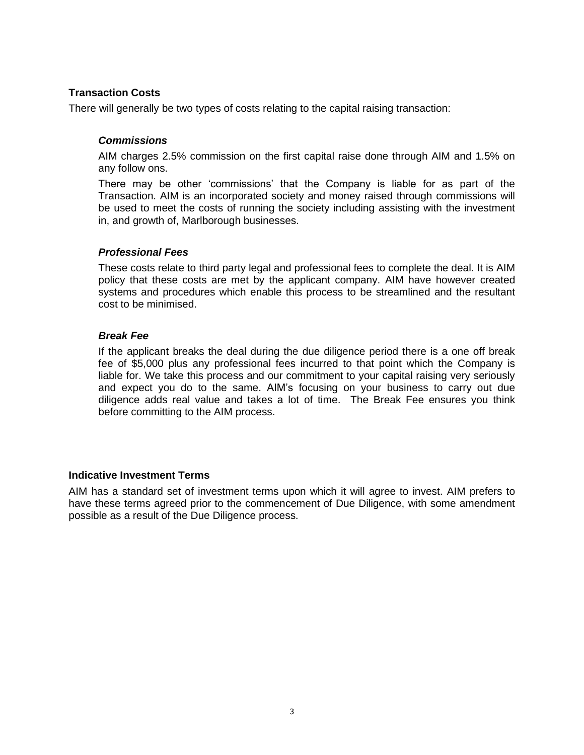## Transcription Costs

There will generally be two types of costs relating to the capital raising transaction:

### *Commissions*

AIM charges 2.5% commission on the first capital raise done through AIM and 1.5% on any follow ons.

There may be other 'commissions' that the Company is liable for as part of the Transaction. AIM is an incorporated society and money raised through commissions will be used to meet the costs of running the society including assisting with the investment in, and growth of, Marlborough businesses.

### *Professional Fees*

These costs relate to third party legal and professional fees to complete the deal. It is AIM policy that these costs are met by the applicant company. AIM have however created systems and procedures which enable this process to be streamlined and the resultant cost to be minimised.

### *Break Fee*

If the applicant breaks the deal during the due diligence period there is a one off break fee of $5,000 plus any professional fees incurred to that point which the Company is liable for. We take this process and our commitment to your capital raising very seriously and expect you do to the same. AIM's focusing on your business to carry out due diligence adds real value and takes a lot of time. The Break Fee ensures you think before committing to the AIM process.

## Indicative Investment Terms

AIM has a standard set of investment terms upon which it will agree to invest. AIM prefers to have these terms agreed prior to the commencement of Due Diligence, with some amendment possible as a result of the Due Diligence process.

## Transaction Costs

There will generally be two types of costs relating to the capital raising transaction:

### *Commissions*

AIM charges 2.5% commission on the first capital raise done through AIM and 1.5% on any follow ons.

There may be other 'commissions' that the Company is liable for as part of the Transaction. AIM is an incorporated society and money raised through commissions will be used to meet the costs of running the society including assisting with the investment in, and growth of, Marlborough businesses.

### *Professional Fees*

These costs relate to third party legal and professional fees to complete the deal. It is AIM policy that these costs are met by the applicant company. AIM have however created systems and procedures which enable this process to be streamlined and the resultant cost to be minimised.

### *Break Fee*

If the applicant breaks the deal during the due diligence period there is a one off break fee of $5,000 plus any professional fees incurred to that point which the Company is liable for. We take this process and our commitment to your capital raising very seriously and expect you do to the same. AIM's focusing on your business to carry out due diligence adds real value and takes a lot of time. The Break Fee ensures you think before committing to the AIM process.

## Indicative Investment Terms

AIM has a standard set of investment terms upon which it will agree to invest. AIM prefers to have these terms agreed prior to the commencement of Due Diligence, with some amendment possible as a result of the Due Diligence process.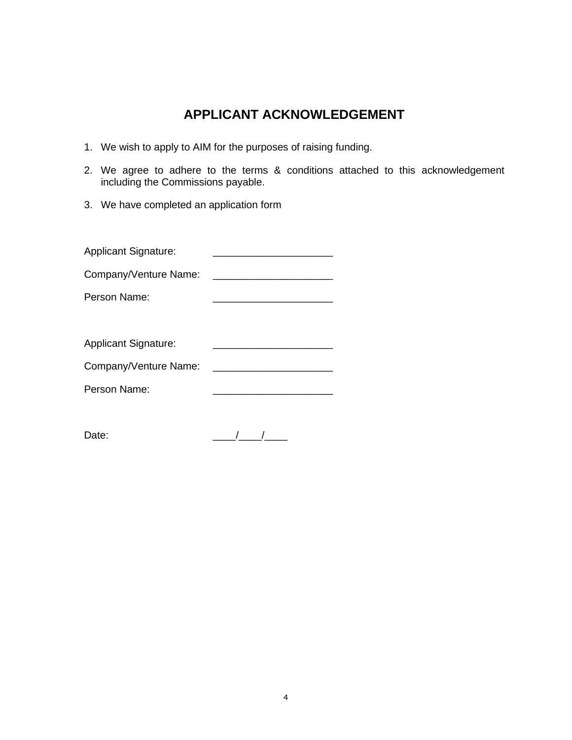# APPLICANT ACKNOWLEDGEMENT

1. We wish to apply to AIM for the purposes of raising funding.
2. We agree to adhere to the terms & conditions attached to this acknowledgement including the Commissions payable.
3. We have completed an application form

Applicant Signature: _____________________

Company/Venture Name: _____________________

Person Name: _____________________

Applicant Signature: _____________________

Company/Venture Name: _____________________

Person Name: _____________________

Date: ____/____/____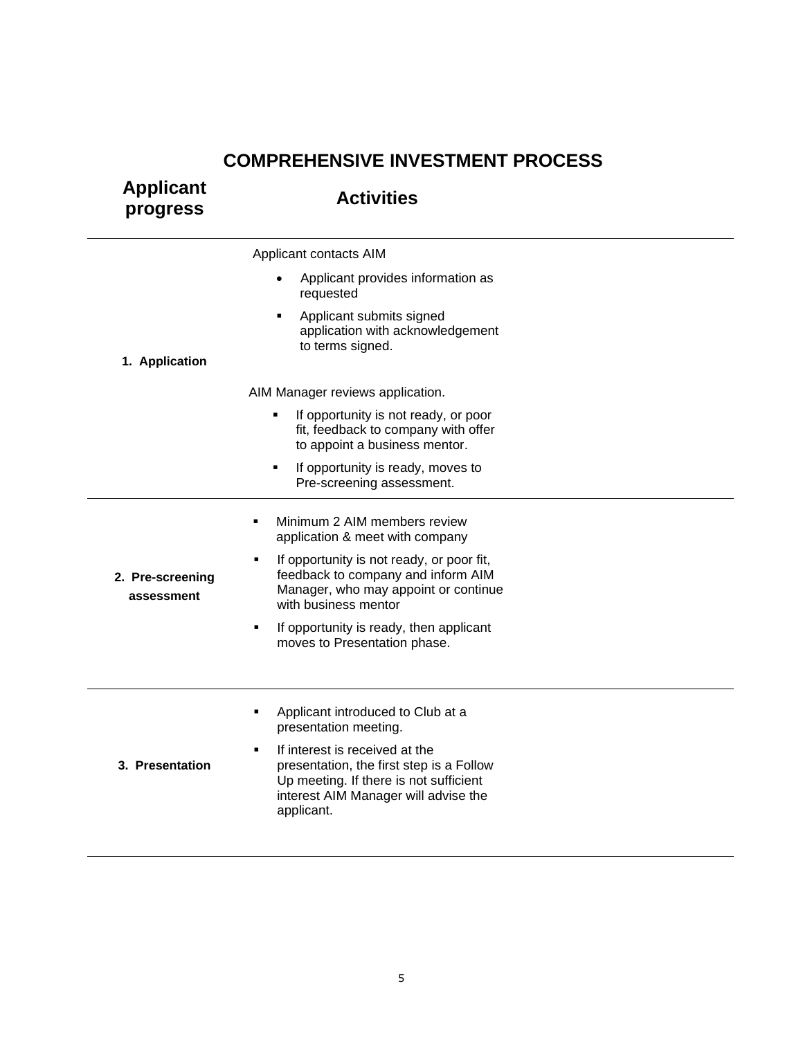# COMPREHENSIVE INVESTMENT PROCESS

| Applicant progress | Activities |
|---|---|
| 1. Application | Applicant contacts AIM<br>• Applicant provides information as requested<br>▪ Applicant submits signed application with acknowledgement to terms signed.<br><br>AIM Manager reviews application.<br>▪ If opportunity is not ready, or poor fit, feedback to company with offer to appoint a business mentor.<br>▪ If opportunity is ready, moves to Pre-screening assessment. |
| 2. Pre-screening assessment | ▪ Minimum 2 AIM members review application & meet with company<br>▪ If opportunity is not ready, or poor fit, feedback to company and inform AIM Manager, who may appoint or continue with business mentor<br>▪ If opportunity is ready, then applicant moves to Presentation phase. |
| 3. Presentation | ▪ Applicant introduced to Club at a presentation meeting.<br>▪ If interest is received at the presentation, the first step is a Follow Up meeting. If there is not sufficient interest AIM Manager will advise the applicant. |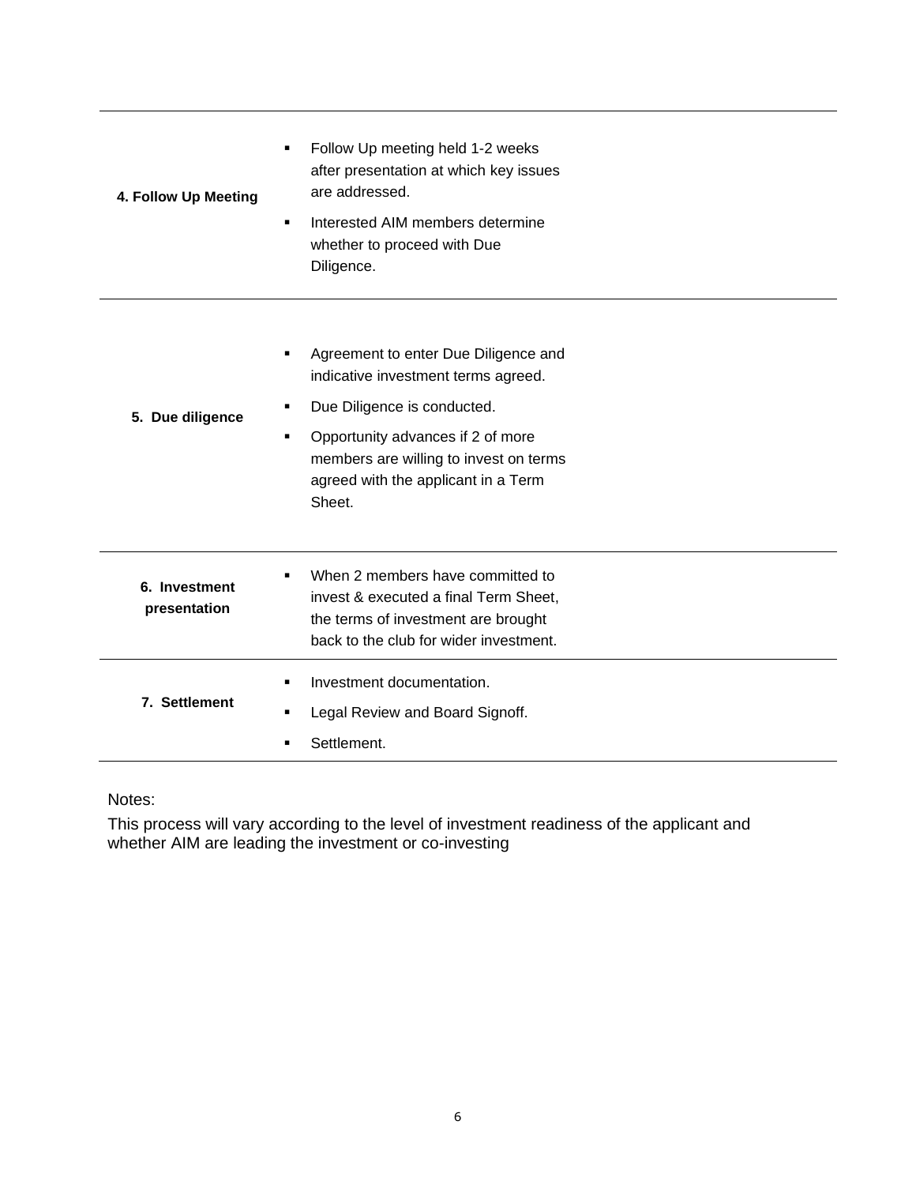| | |
|---|---|
| **4. Follow Up Meeting** | ▪ Follow Up meeting held 1-2 weeks after presentation at which key issues are addressed.<br>▪ Interested AIM members determine whether to proceed with Due Diligence. |
| **5. Due diligence** | ▪ Agreement to enter Due Diligence and indicative investment terms agreed.<br>▪ Due Diligence is conducted.<br>▪ Opportunity advances if 2 of more members are willing to invest on terms agreed with the applicant in a Term Sheet. |
| **6. Investment presentation** | ▪ When 2 members have committed to invest & executed a final Term Sheet, the terms of investment are brought back to the club for wider investment. |
| **7. Settlement** | ▪ Investment documentation.<br>▪ Legal Review and Board Signoff.<br>▪ Settlement. |

Notes:

This process will vary according to the level of investment readiness of the applicant and whether AIM are leading the investment or co-investing